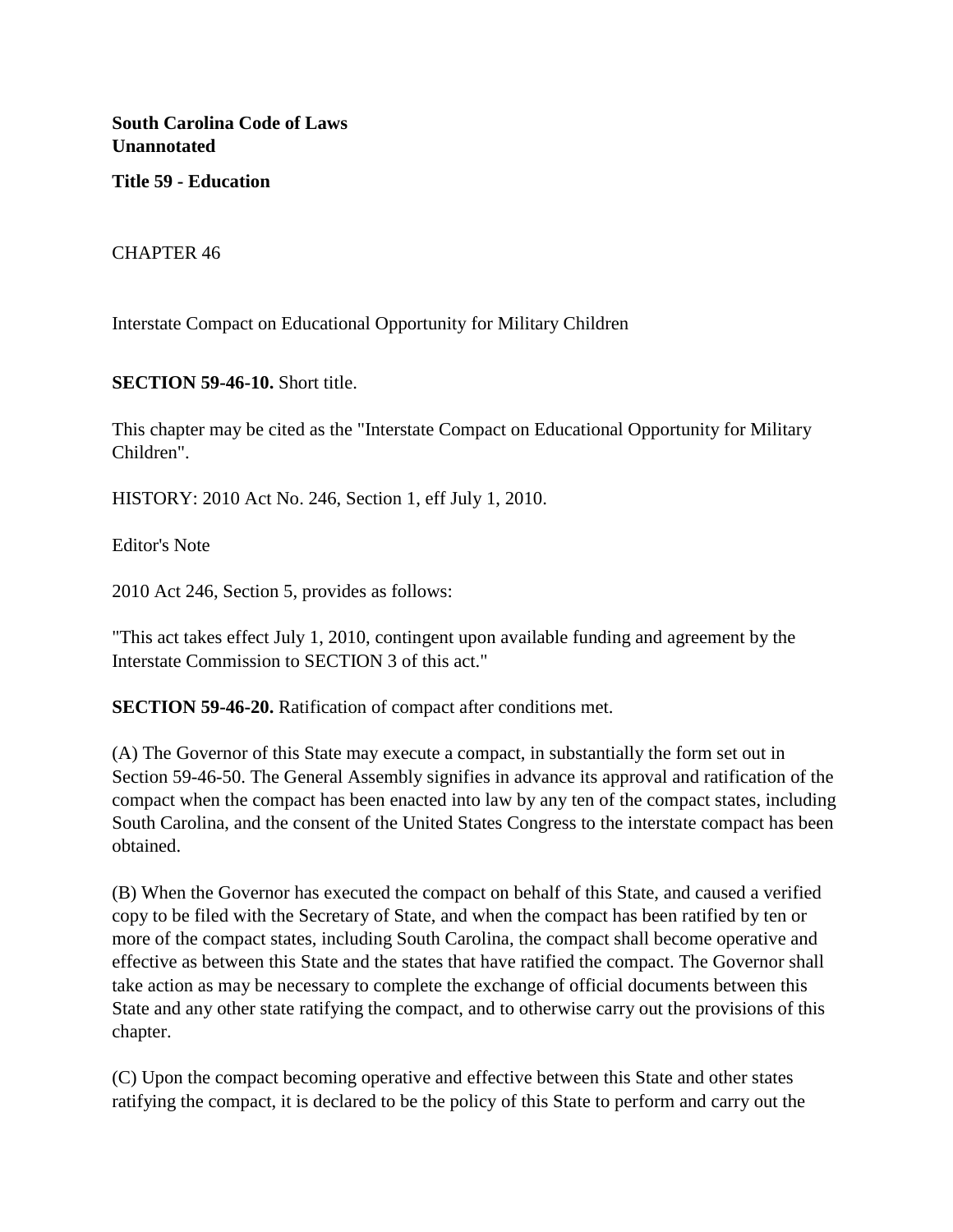**South Carolina Code of Laws**
**Unannotated**

**Title 59 - Education**

CHAPTER 46

Interstate Compact on Educational Opportunity for Military Children

**SECTION 59-46-10.** Short title.

This chapter may be cited as the "Interstate Compact on Educational Opportunity for Military Children".

HISTORY: 2010 Act No. 246, Section 1, eff July 1, 2010.

Editor's Note

2010 Act 246, Section 5, provides as follows:

"This act takes effect July 1, 2010, contingent upon available funding and agreement by the Interstate Commission to SECTION 3 of this act."

**SECTION 59-46-20.** Ratification of compact after conditions met.

(A) The Governor of this State may execute a compact, in substantially the form set out in Section 59-46-50. The General Assembly signifies in advance its approval and ratification of the compact when the compact has been enacted into law by any ten of the compact states, including South Carolina, and the consent of the United States Congress to the interstate compact has been obtained.

(B) When the Governor has executed the compact on behalf of this State, and caused a verified copy to be filed with the Secretary of State, and when the compact has been ratified by ten or more of the compact states, including South Carolina, the compact shall become operative and effective as between this State and the states that have ratified the compact. The Governor shall take action as may be necessary to complete the exchange of official documents between this State and any other state ratifying the compact, and to otherwise carry out the provisions of this chapter.

(C) Upon the compact becoming operative and effective between this State and other states ratifying the compact, it is declared to be the policy of this State to perform and carry out the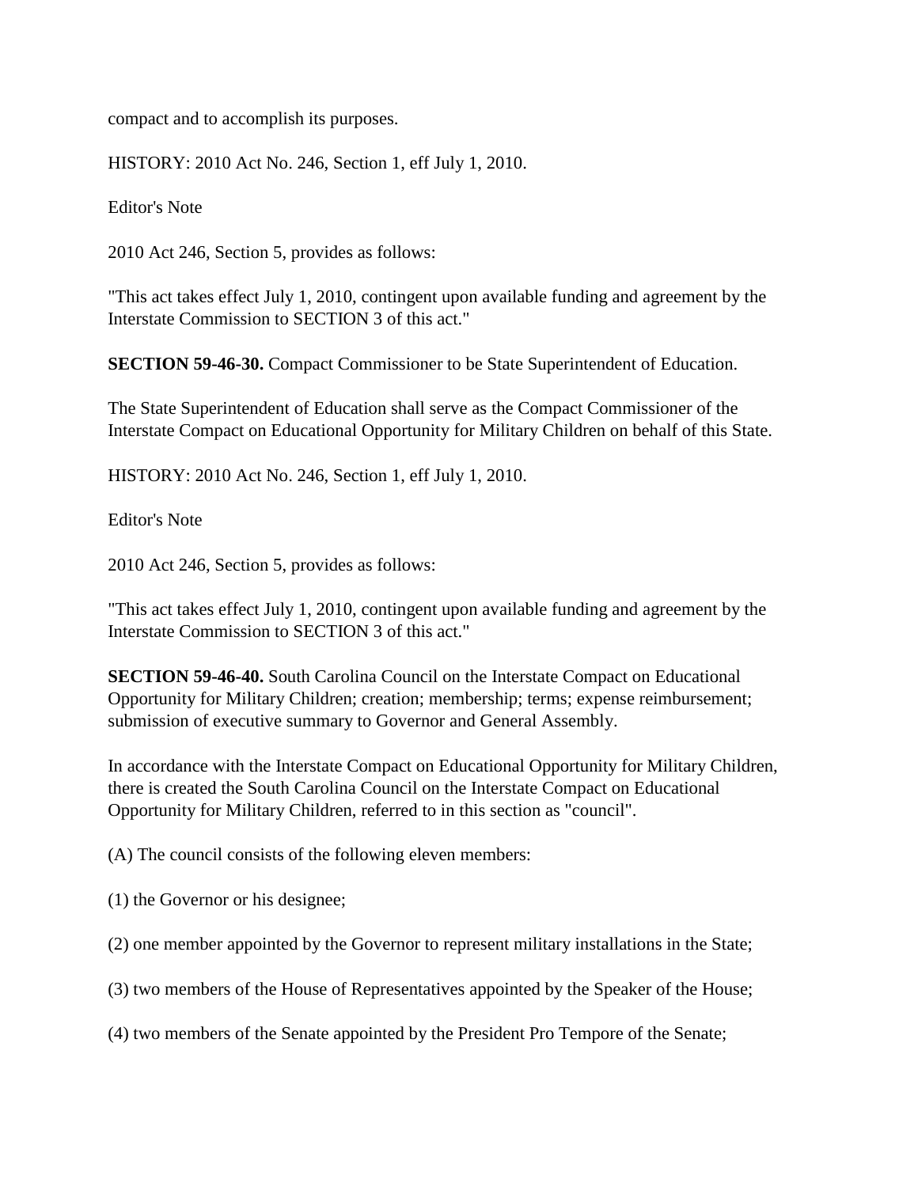compact and to accomplish its purposes.

HISTORY: 2010 Act No. 246, Section 1, eff July 1, 2010.

Editor's Note

2010 Act 246, Section 5, provides as follows:

"This act takes effect July 1, 2010, contingent upon available funding and agreement by the Interstate Commission to SECTION 3 of this act."

**SECTION 59-46-30.** Compact Commissioner to be State Superintendent of Education.

The State Superintendent of Education shall serve as the Compact Commissioner of the Interstate Compact on Educational Opportunity for Military Children on behalf of this State.

HISTORY: 2010 Act No. 246, Section 1, eff July 1, 2010.

Editor's Note

2010 Act 246, Section 5, provides as follows:

"This act takes effect July 1, 2010, contingent upon available funding and agreement by the Interstate Commission to SECTION 3 of this act."

**SECTION 59-46-40.** South Carolina Council on the Interstate Compact on Educational Opportunity for Military Children; creation; membership; terms; expense reimbursement; submission of executive summary to Governor and General Assembly.

In accordance with the Interstate Compact on Educational Opportunity for Military Children, there is created the South Carolina Council on the Interstate Compact on Educational Opportunity for Military Children, referred to in this section as "council".

(A) The council consists of the following eleven members:

(1) the Governor or his designee;

(2) one member appointed by the Governor to represent military installations in the State;

(3) two members of the House of Representatives appointed by the Speaker of the House;

(4) two members of the Senate appointed by the President Pro Tempore of the Senate;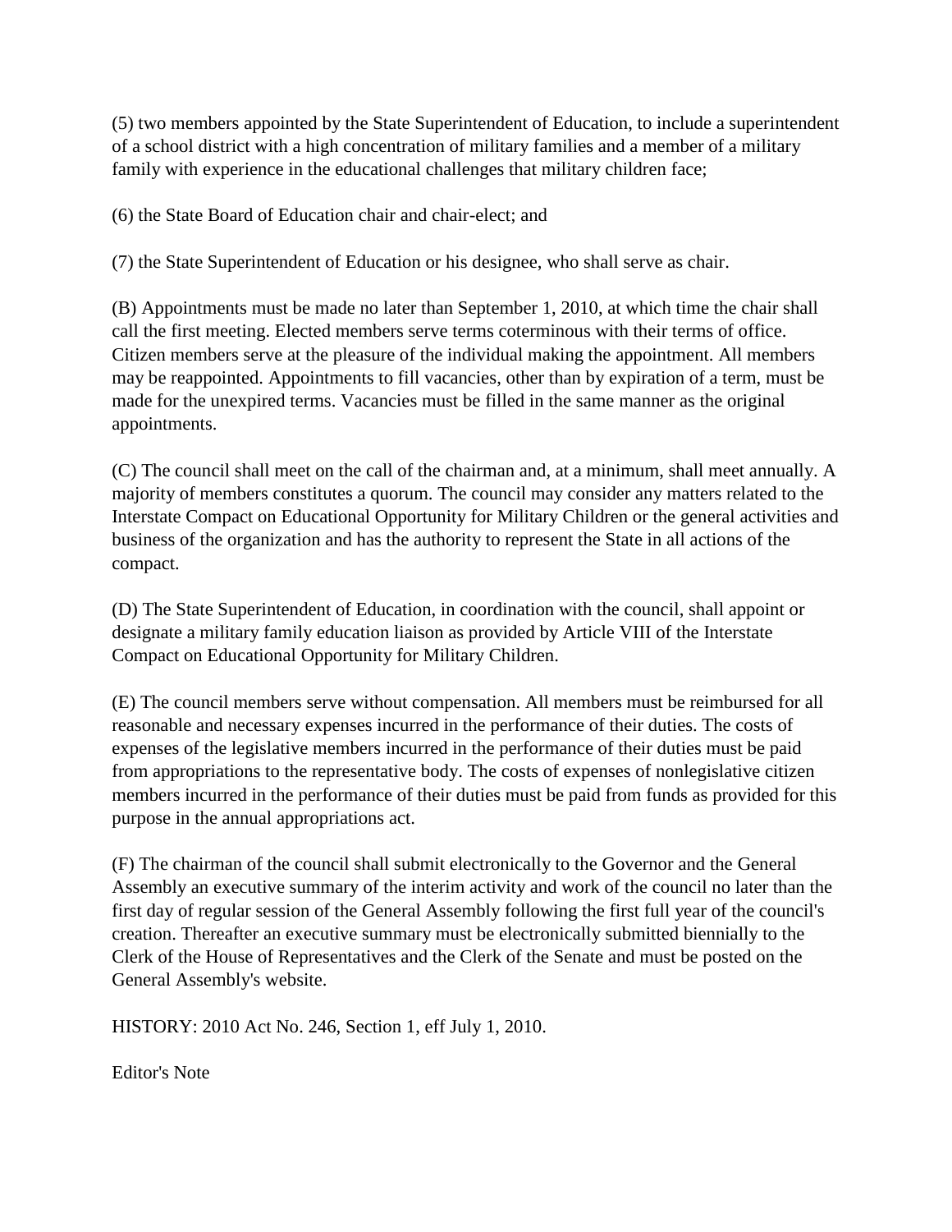(5) two members appointed by the State Superintendent of Education, to include a superintendent of a school district with a high concentration of military families and a member of a military family with experience in the educational challenges that military children face;

(6) the State Board of Education chair and chair-elect; and

(7) the State Superintendent of Education or his designee, who shall serve as chair.

(B) Appointments must be made no later than September 1, 2010, at which time the chair shall call the first meeting. Elected members serve terms coterminous with their terms of office. Citizen members serve at the pleasure of the individual making the appointment. All members may be reappointed. Appointments to fill vacancies, other than by expiration of a term, must be made for the unexpired terms. Vacancies must be filled in the same manner as the original appointments.

(C) The council shall meet on the call of the chairman and, at a minimum, shall meet annually. A majority of members constitutes a quorum. The council may consider any matters related to the Interstate Compact on Educational Opportunity for Military Children or the general activities and business of the organization and has the authority to represent the State in all actions of the compact.

(D) The State Superintendent of Education, in coordination with the council, shall appoint or designate a military family education liaison as provided by Article VIII of the Interstate Compact on Educational Opportunity for Military Children.

(E) The council members serve without compensation. All members must be reimbursed for all reasonable and necessary expenses incurred in the performance of their duties. The costs of expenses of the legislative members incurred in the performance of their duties must be paid from appropriations to the representative body. The costs of expenses of nonlegislative citizen members incurred in the performance of their duties must be paid from funds as provided for this purpose in the annual appropriations act.

(F) The chairman of the council shall submit electronically to the Governor and the General Assembly an executive summary of the interim activity and work of the council no later than the first day of regular session of the General Assembly following the first full year of the council's creation. Thereafter an executive summary must be electronically submitted biennially to the Clerk of the House of Representatives and the Clerk of the Senate and must be posted on the General Assembly's website.

HISTORY: 2010 Act No. 246, Section 1, eff July 1, 2010.

Editor's Note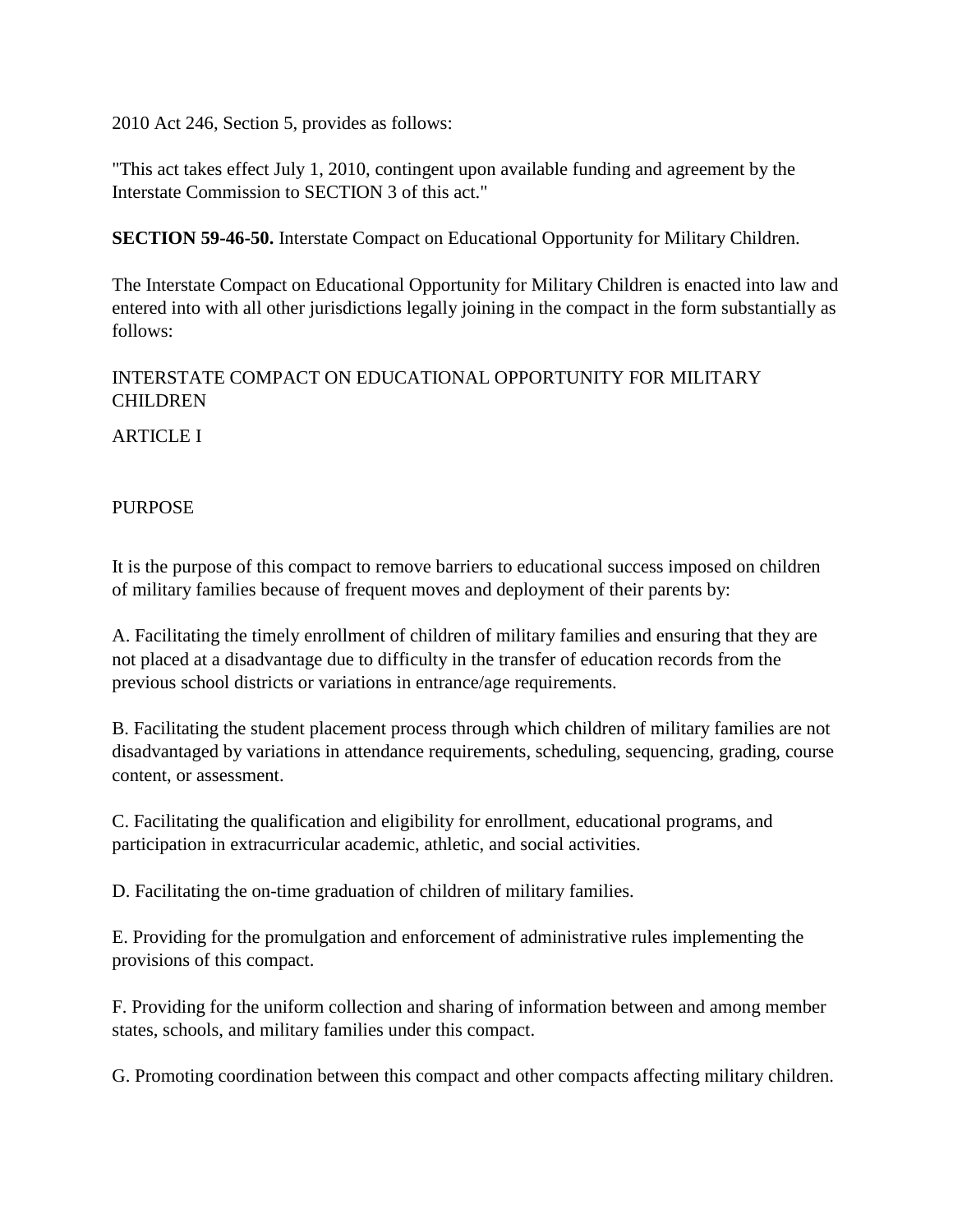2010 Act 246, Section 5, provides as follows:

"This act takes effect July 1, 2010, contingent upon available funding and agreement by the Interstate Commission to SECTION 3 of this act."

**SECTION 59-46-50.** Interstate Compact on Educational Opportunity for Military Children.

The Interstate Compact on Educational Opportunity for Military Children is enacted into law and entered into with all other jurisdictions legally joining in the compact in the form substantially as follows:

INTERSTATE COMPACT ON EDUCATIONAL OPPORTUNITY FOR MILITARY CHILDREN

ARTICLE I

PURPOSE

It is the purpose of this compact to remove barriers to educational success imposed on children of military families because of frequent moves and deployment of their parents by:

A. Facilitating the timely enrollment of children of military families and ensuring that they are not placed at a disadvantage due to difficulty in the transfer of education records from the previous school districts or variations in entrance/age requirements.

B. Facilitating the student placement process through which children of military families are not disadvantaged by variations in attendance requirements, scheduling, sequencing, grading, course content, or assessment.

C. Facilitating the qualification and eligibility for enrollment, educational programs, and participation in extracurricular academic, athletic, and social activities.

D. Facilitating the on-time graduation of children of military families.

E. Providing for the promulgation and enforcement of administrative rules implementing the provisions of this compact.

F. Providing for the uniform collection and sharing of information between and among member states, schools, and military families under this compact.

G. Promoting coordination between this compact and other compacts affecting military children.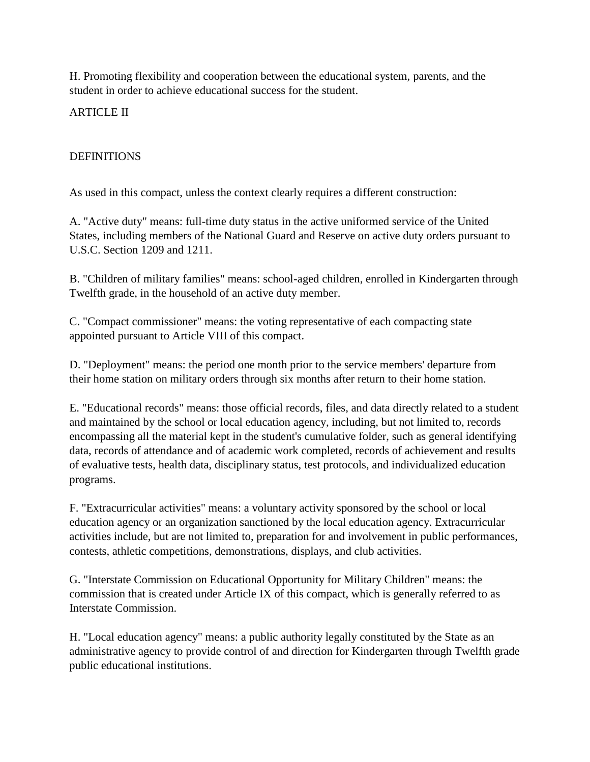H. Promoting flexibility and cooperation between the educational system, parents, and the student in order to achieve educational success for the student.

ARTICLE II

DEFINITIONS

As used in this compact, unless the context clearly requires a different construction:

A. "Active duty" means: full-time duty status in the active uniformed service of the United States, including members of the National Guard and Reserve on active duty orders pursuant to U.S.C. Section 1209 and 1211.

B. "Children of military families" means: school-aged children, enrolled in Kindergarten through Twelfth grade, in the household of an active duty member.

C. "Compact commissioner" means: the voting representative of each compacting state appointed pursuant to Article VIII of this compact.

D. "Deployment" means: the period one month prior to the service members' departure from their home station on military orders through six months after return to their home station.

E. "Educational records" means: those official records, files, and data directly related to a student and maintained by the school or local education agency, including, but not limited to, records encompassing all the material kept in the student's cumulative folder, such as general identifying data, records of attendance and of academic work completed, records of achievement and results of evaluative tests, health data, disciplinary status, test protocols, and individualized education programs.

F. "Extracurricular activities" means: a voluntary activity sponsored by the school or local education agency or an organization sanctioned by the local education agency. Extracurricular activities include, but are not limited to, preparation for and involvement in public performances, contests, athletic competitions, demonstrations, displays, and club activities.

G. "Interstate Commission on Educational Opportunity for Military Children" means: the commission that is created under Article IX of this compact, which is generally referred to as Interstate Commission.

H. "Local education agency" means: a public authority legally constituted by the State as an administrative agency to provide control of and direction for Kindergarten through Twelfth grade public educational institutions.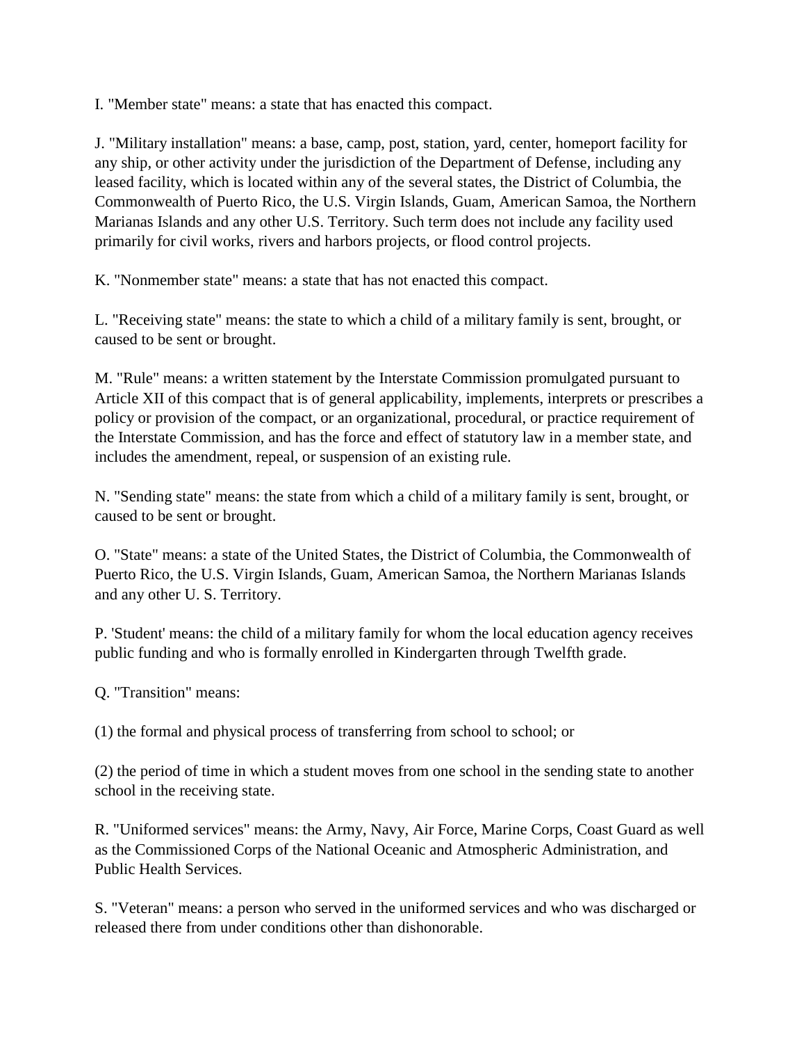I. "Member state" means: a state that has enacted this compact.

J. "Military installation" means: a base, camp, post, station, yard, center, homeport facility for any ship, or other activity under the jurisdiction of the Department of Defense, including any leased facility, which is located within any of the several states, the District of Columbia, the Commonwealth of Puerto Rico, the U.S. Virgin Islands, Guam, American Samoa, the Northern Marianas Islands and any other U.S. Territory. Such term does not include any facility used primarily for civil works, rivers and harbors projects, or flood control projects.

K. "Nonmember state" means: a state that has not enacted this compact.

L. "Receiving state" means: the state to which a child of a military family is sent, brought, or caused to be sent or brought.

M. "Rule" means: a written statement by the Interstate Commission promulgated pursuant to Article XII of this compact that is of general applicability, implements, interprets or prescribes a policy or provision of the compact, or an organizational, procedural, or practice requirement of the Interstate Commission, and has the force and effect of statutory law in a member state, and includes the amendment, repeal, or suspension of an existing rule.

N. "Sending state" means: the state from which a child of a military family is sent, brought, or caused to be sent or brought.

O. "State" means: a state of the United States, the District of Columbia, the Commonwealth of Puerto Rico, the U.S. Virgin Islands, Guam, American Samoa, the Northern Marianas Islands and any other U. S. Territory.

P. 'Student' means: the child of a military family for whom the local education agency receives public funding and who is formally enrolled in Kindergarten through Twelfth grade.

Q. "Transition" means:

(1) the formal and physical process of transferring from school to school; or

(2) the period of time in which a student moves from one school in the sending state to another school in the receiving state.

R. "Uniformed services" means: the Army, Navy, Air Force, Marine Corps, Coast Guard as well as the Commissioned Corps of the National Oceanic and Atmospheric Administration, and Public Health Services.

S. "Veteran" means: a person who served in the uniformed services and who was discharged or released there from under conditions other than dishonorable.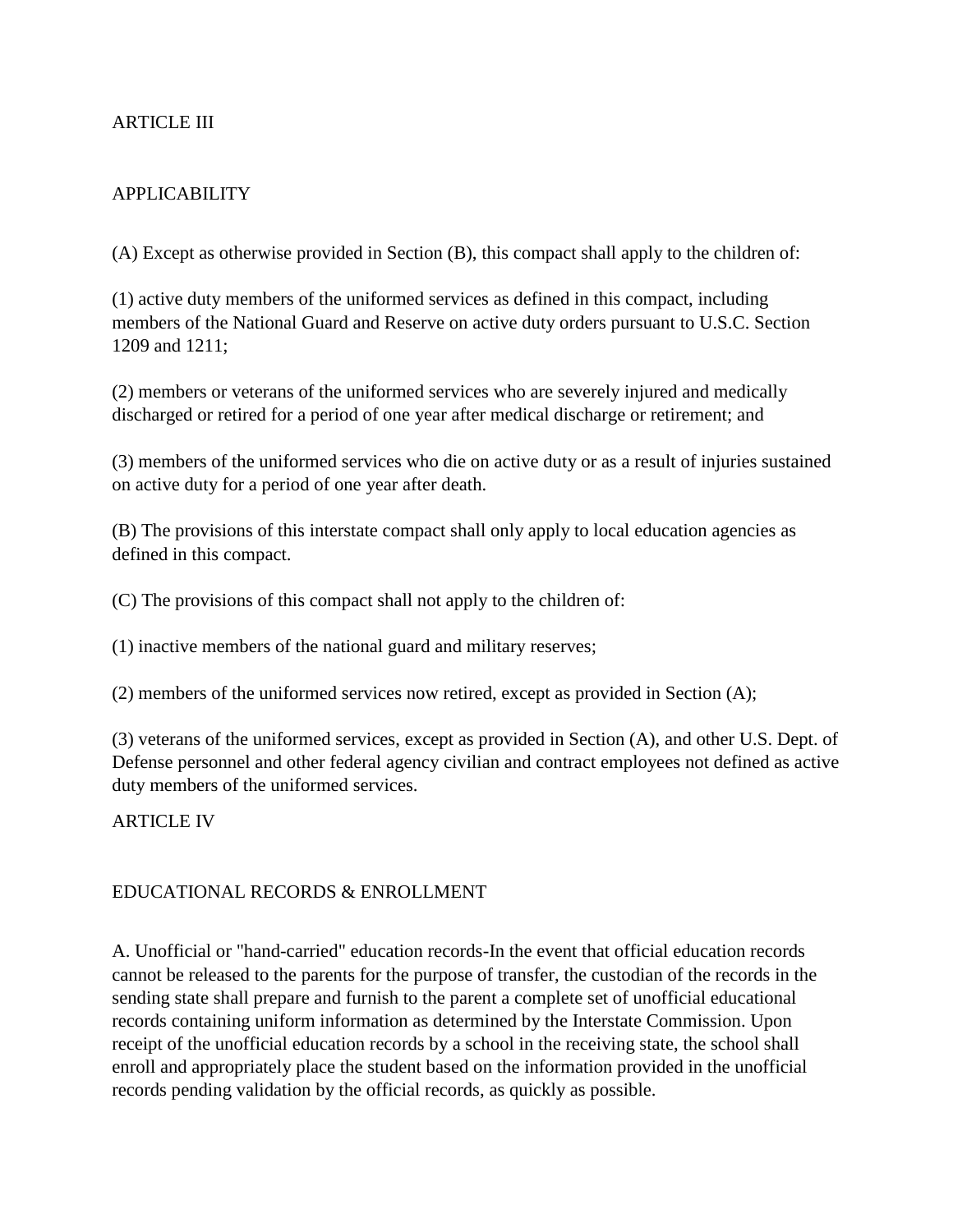## ARTICLE III

## APPLICABILITY

(A) Except as otherwise provided in Section (B), this compact shall apply to the children of:

(1) active duty members of the uniformed services as defined in this compact, including members of the National Guard and Reserve on active duty orders pursuant to U.S.C. Section 1209 and 1211;

(2) members or veterans of the uniformed services who are severely injured and medically discharged or retired for a period of one year after medical discharge or retirement; and

(3) members of the uniformed services who die on active duty or as a result of injuries sustained on active duty for a period of one year after death.

(B) The provisions of this interstate compact shall only apply to local education agencies as defined in this compact.

(C) The provisions of this compact shall not apply to the children of:

(1) inactive members of the national guard and military reserves;

(2) members of the uniformed services now retired, except as provided in Section (A);

(3) veterans of the uniformed services, except as provided in Section (A), and other U.S. Dept. of Defense personnel and other federal agency civilian and contract employees not defined as active duty members of the uniformed services.

## ARTICLE IV

## EDUCATIONAL RECORDS & ENROLLMENT

A. Unofficial or "hand-carried" education records-In the event that official education records cannot be released to the parents for the purpose of transfer, the custodian of the records in the sending state shall prepare and furnish to the parent a complete set of unofficial educational records containing uniform information as determined by the Interstate Commission. Upon receipt of the unofficial education records by a school in the receiving state, the school shall enroll and appropriately place the student based on the information provided in the unofficial records pending validation by the official records, as quickly as possible.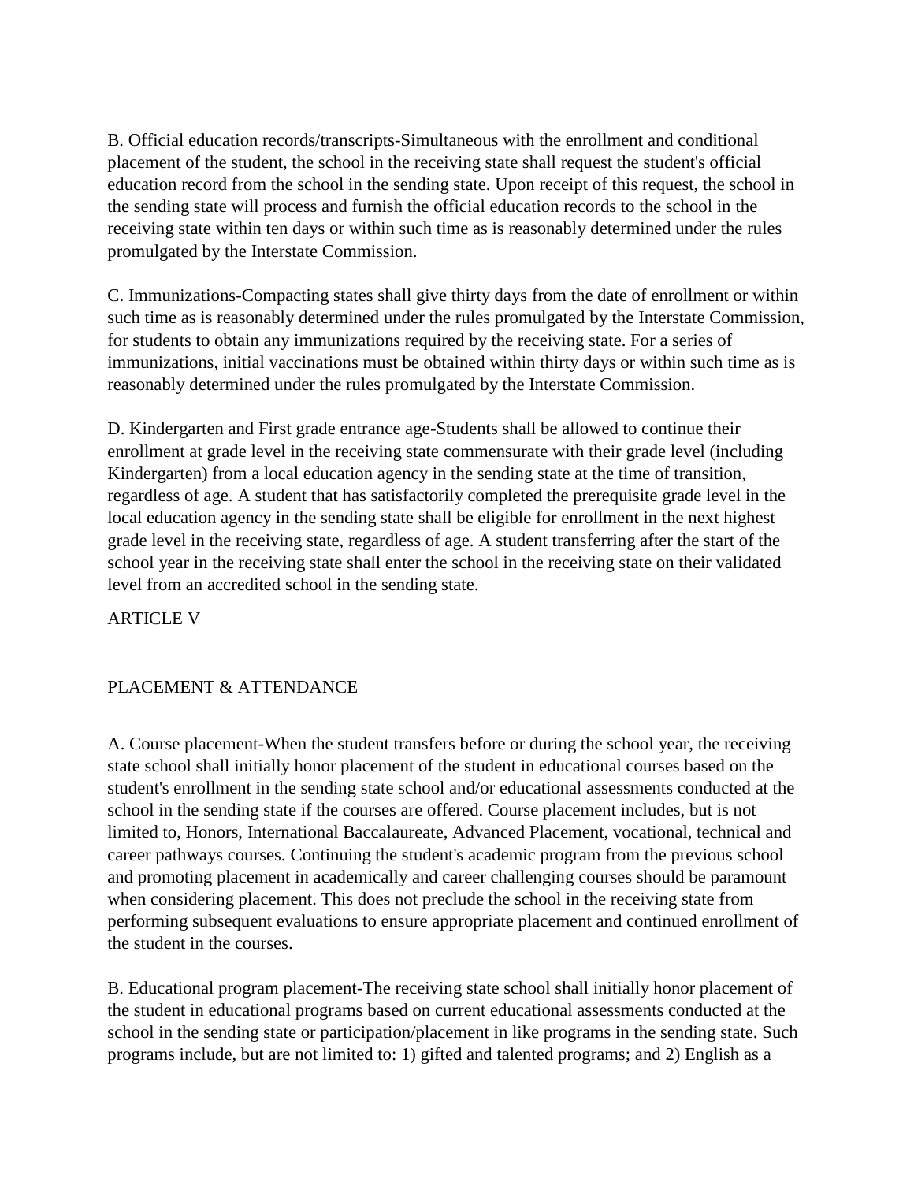B. Official education records/transcripts-Simultaneous with the enrollment and conditional placement of the student, the school in the receiving state shall request the student's official education record from the school in the sending state. Upon receipt of this request, the school in the sending state will process and furnish the official education records to the school in the receiving state within ten days or within such time as is reasonably determined under the rules promulgated by the Interstate Commission.

C. Immunizations-Compacting states shall give thirty days from the date of enrollment or within such time as is reasonably determined under the rules promulgated by the Interstate Commission, for students to obtain any immunizations required by the receiving state. For a series of immunizations, initial vaccinations must be obtained within thirty days or within such time as is reasonably determined under the rules promulgated by the Interstate Commission.

D. Kindergarten and First grade entrance age-Students shall be allowed to continue their enrollment at grade level in the receiving state commensurate with their grade level (including Kindergarten) from a local education agency in the sending state at the time of transition, regardless of age. A student that has satisfactorily completed the prerequisite grade level in the local education agency in the sending state shall be eligible for enrollment in the next highest grade level in the receiving state, regardless of age. A student transferring after the start of the school year in the receiving state shall enter the school in the receiving state on their validated level from an accredited school in the sending state.

## ARTICLE V

## PLACEMENT & ATTENDANCE

A. Course placement-When the student transfers before or during the school year, the receiving state school shall initially honor placement of the student in educational courses based on the student's enrollment in the sending state school and/or educational assessments conducted at the school in the sending state if the courses are offered. Course placement includes, but is not limited to, Honors, International Baccalaureate, Advanced Placement, vocational, technical and career pathways courses. Continuing the student's academic program from the previous school and promoting placement in academically and career challenging courses should be paramount when considering placement. This does not preclude the school in the receiving state from performing subsequent evaluations to ensure appropriate placement and continued enrollment of the student in the courses.

B. Educational program placement-The receiving state school shall initially honor placement of the student in educational programs based on current educational assessments conducted at the school in the sending state or participation/placement in like programs in the sending state. Such programs include, but are not limited to: 1) gifted and talented programs; and 2) English as a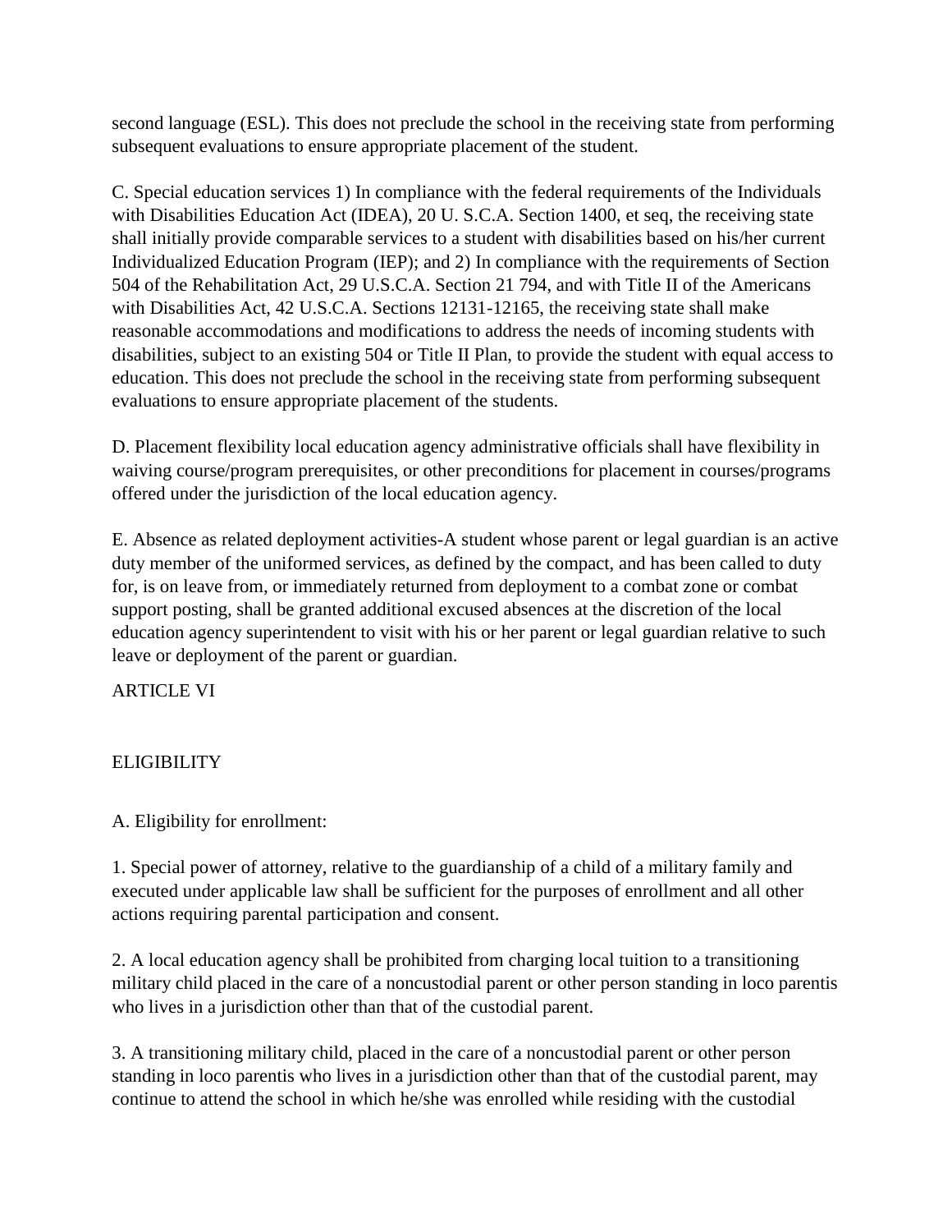second language (ESL). This does not preclude the school in the receiving state from performing subsequent evaluations to ensure appropriate placement of the student.

C. Special education services 1) In compliance with the federal requirements of the Individuals with Disabilities Education Act (IDEA), 20 U. S.C.A. Section 1400, et seq, the receiving state shall initially provide comparable services to a student with disabilities based on his/her current Individualized Education Program (IEP); and 2) In compliance with the requirements of Section 504 of the Rehabilitation Act, 29 U.S.C.A. Section 21 794, and with Title II of the Americans with Disabilities Act, 42 U.S.C.A. Sections 12131-12165, the receiving state shall make reasonable accommodations and modifications to address the needs of incoming students with disabilities, subject to an existing 504 or Title II Plan, to provide the student with equal access to education. This does not preclude the school in the receiving state from performing subsequent evaluations to ensure appropriate placement of the students.

D. Placement flexibility local education agency administrative officials shall have flexibility in waiving course/program prerequisites, or other preconditions for placement in courses/programs offered under the jurisdiction of the local education agency.

E. Absence as related deployment activities-A student whose parent or legal guardian is an active duty member of the uniformed services, as defined by the compact, and has been called to duty for, is on leave from, or immediately returned from deployment to a combat zone or combat support posting, shall be granted additional excused absences at the discretion of the local education agency superintendent to visit with his or her parent or legal guardian relative to such leave or deployment of the parent or guardian.

ARTICLE VI

ELIGIBILITY

A. Eligibility for enrollment:

1. Special power of attorney, relative to the guardianship of a child of a military family and executed under applicable law shall be sufficient for the purposes of enrollment and all other actions requiring parental participation and consent.

2. A local education agency shall be prohibited from charging local tuition to a transitioning military child placed in the care of a noncustodial parent or other person standing in loco parentis who lives in a jurisdiction other than that of the custodial parent.

3. A transitioning military child, placed in the care of a noncustodial parent or other person standing in loco parentis who lives in a jurisdiction other than that of the custodial parent, may continue to attend the school in which he/she was enrolled while residing with the custodial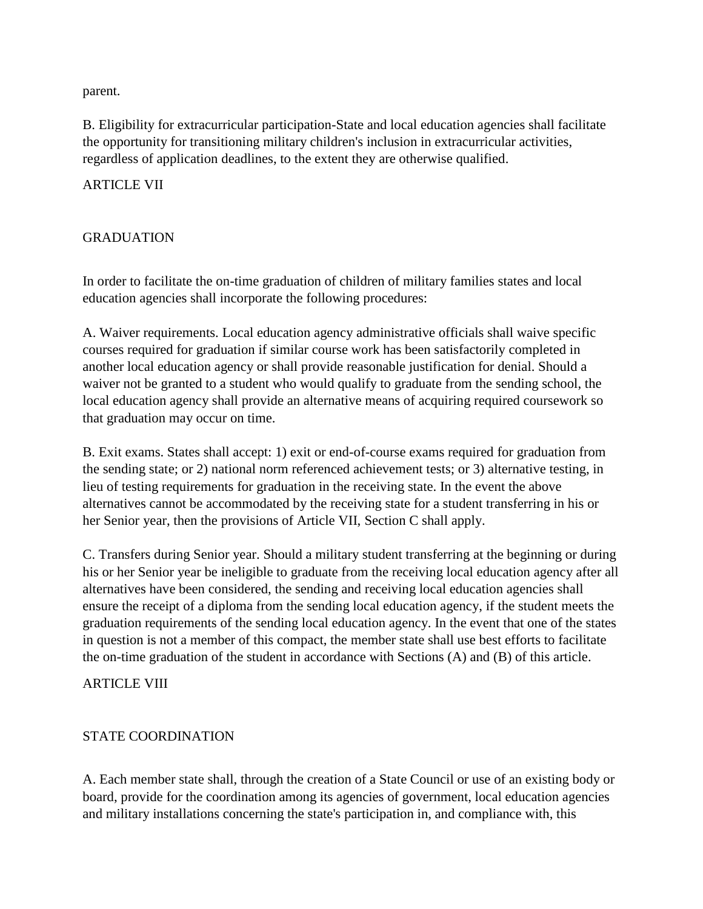parent.

B. Eligibility for extracurricular participation-State and local education agencies shall facilitate the opportunity for transitioning military children's inclusion in extracurricular activities, regardless of application deadlines, to the extent they are otherwise qualified.

ARTICLE VII

GRADUATION

In order to facilitate the on-time graduation of children of military families states and local education agencies shall incorporate the following procedures:

A. Waiver requirements. Local education agency administrative officials shall waive specific courses required for graduation if similar course work has been satisfactorily completed in another local education agency or shall provide reasonable justification for denial. Should a waiver not be granted to a student who would qualify to graduate from the sending school, the local education agency shall provide an alternative means of acquiring required coursework so that graduation may occur on time.

B. Exit exams. States shall accept: 1) exit or end-of-course exams required for graduation from the sending state; or 2) national norm referenced achievement tests; or 3) alternative testing, in lieu of testing requirements for graduation in the receiving state. In the event the above alternatives cannot be accommodated by the receiving state for a student transferring in his or her Senior year, then the provisions of Article VII, Section C shall apply.

C. Transfers during Senior year. Should a military student transferring at the beginning or during his or her Senior year be ineligible to graduate from the receiving local education agency after all alternatives have been considered, the sending and receiving local education agencies shall ensure the receipt of a diploma from the sending local education agency, if the student meets the graduation requirements of the sending local education agency. In the event that one of the states in question is not a member of this compact, the member state shall use best efforts to facilitate the on-time graduation of the student in accordance with Sections (A) and (B) of this article.

ARTICLE VIII

STATE COORDINATION

A. Each member state shall, through the creation of a State Council or use of an existing body or board, provide for the coordination among its agencies of government, local education agencies and military installations concerning the state's participation in, and compliance with, this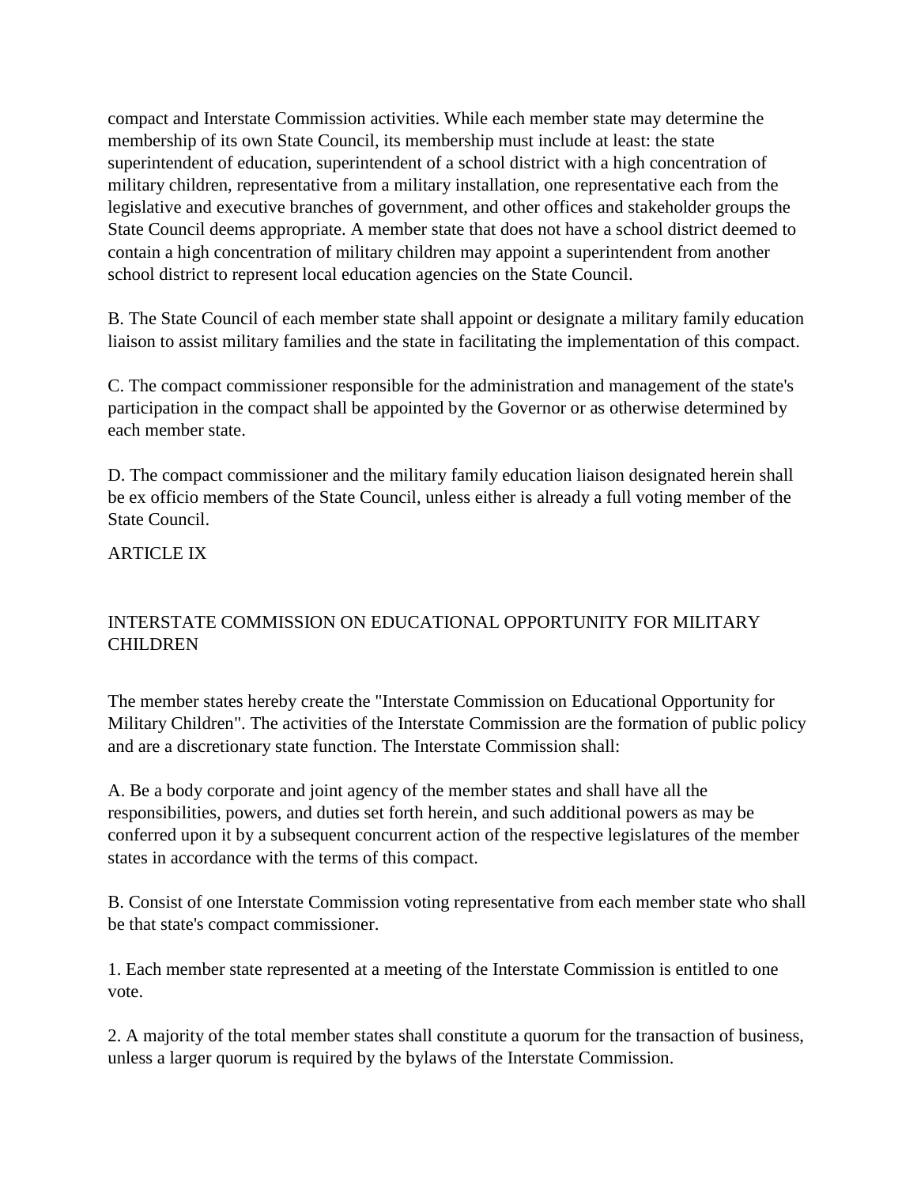compact and Interstate Commission activities. While each member state may determine the membership of its own State Council, its membership must include at least: the state superintendent of education, superintendent of a school district with a high concentration of military children, representative from a military installation, one representative each from the legislative and executive branches of government, and other offices and stakeholder groups the State Council deems appropriate. A member state that does not have a school district deemed to contain a high concentration of military children may appoint a superintendent from another school district to represent local education agencies on the State Council.

B. The State Council of each member state shall appoint or designate a military family education liaison to assist military families and the state in facilitating the implementation of this compact.

C. The compact commissioner responsible for the administration and management of the state's participation in the compact shall be appointed by the Governor or as otherwise determined by each member state.

D. The compact commissioner and the military family education liaison designated herein shall be ex officio members of the State Council, unless either is already a full voting member of the State Council.

ARTICLE IX

INTERSTATE COMMISSION ON EDUCATIONAL OPPORTUNITY FOR MILITARY CHILDREN

The member states hereby create the "Interstate Commission on Educational Opportunity for Military Children". The activities of the Interstate Commission are the formation of public policy and are a discretionary state function. The Interstate Commission shall:

A. Be a body corporate and joint agency of the member states and shall have all the responsibilities, powers, and duties set forth herein, and such additional powers as may be conferred upon it by a subsequent concurrent action of the respective legislatures of the member states in accordance with the terms of this compact.

B. Consist of one Interstate Commission voting representative from each member state who shall be that state's compact commissioner.

1. Each member state represented at a meeting of the Interstate Commission is entitled to one vote.

2. A majority of the total member states shall constitute a quorum for the transaction of business, unless a larger quorum is required by the bylaws of the Interstate Commission.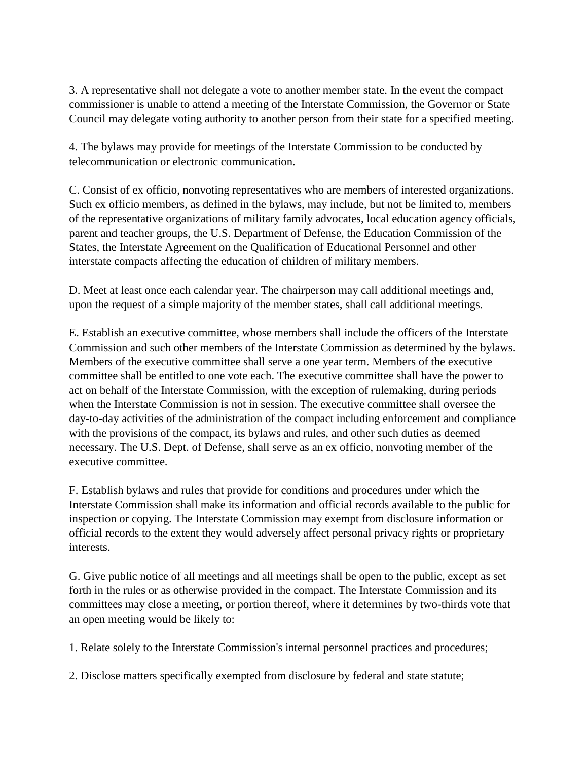3. A representative shall not delegate a vote to another member state. In the event the compact commissioner is unable to attend a meeting of the Interstate Commission, the Governor or State Council may delegate voting authority to another person from their state for a specified meeting.

4. The bylaws may provide for meetings of the Interstate Commission to be conducted by telecommunication or electronic communication.

C. Consist of ex officio, nonvoting representatives who are members of interested organizations. Such ex officio members, as defined in the bylaws, may include, but not be limited to, members of the representative organizations of military family advocates, local education agency officials, parent and teacher groups, the U.S. Department of Defense, the Education Commission of the States, the Interstate Agreement on the Qualification of Educational Personnel and other interstate compacts affecting the education of children of military members.

D. Meet at least once each calendar year. The chairperson may call additional meetings and, upon the request of a simple majority of the member states, shall call additional meetings.

E. Establish an executive committee, whose members shall include the officers of the Interstate Commission and such other members of the Interstate Commission as determined by the bylaws. Members of the executive committee shall serve a one year term. Members of the executive committee shall be entitled to one vote each. The executive committee shall have the power to act on behalf of the Interstate Commission, with the exception of rulemaking, during periods when the Interstate Commission is not in session. The executive committee shall oversee the day-to-day activities of the administration of the compact including enforcement and compliance with the provisions of the compact, its bylaws and rules, and other such duties as deemed necessary. The U.S. Dept. of Defense, shall serve as an ex officio, nonvoting member of the executive committee.

F. Establish bylaws and rules that provide for conditions and procedures under which the Interstate Commission shall make its information and official records available to the public for inspection or copying. The Interstate Commission may exempt from disclosure information or official records to the extent they would adversely affect personal privacy rights or proprietary interests.

G. Give public notice of all meetings and all meetings shall be open to the public, except as set forth in the rules or as otherwise provided in the compact. The Interstate Commission and its committees may close a meeting, or portion thereof, where it determines by two-thirds vote that an open meeting would be likely to:

1. Relate solely to the Interstate Commission's internal personnel practices and procedures;

2. Disclose matters specifically exempted from disclosure by federal and state statute;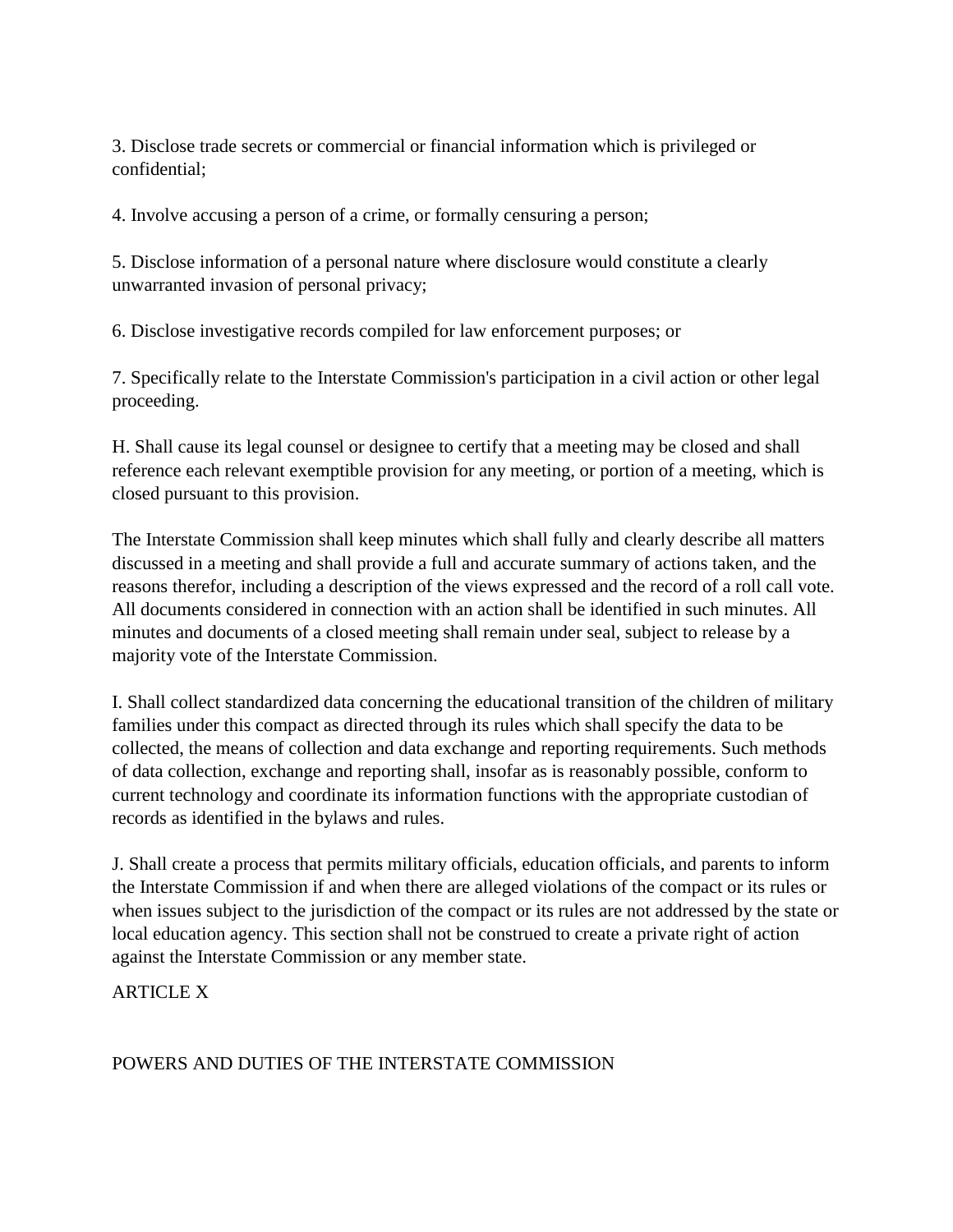3. Disclose trade secrets or commercial or financial information which is privileged or confidential;

4. Involve accusing a person of a crime, or formally censuring a person;

5. Disclose information of a personal nature where disclosure would constitute a clearly unwarranted invasion of personal privacy;

6. Disclose investigative records compiled for law enforcement purposes; or

7. Specifically relate to the Interstate Commission's participation in a civil action or other legal proceeding.

H. Shall cause its legal counsel or designee to certify that a meeting may be closed and shall reference each relevant exemptible provision for any meeting, or portion of a meeting, which is closed pursuant to this provision.

The Interstate Commission shall keep minutes which shall fully and clearly describe all matters discussed in a meeting and shall provide a full and accurate summary of actions taken, and the reasons therefor, including a description of the views expressed and the record of a roll call vote. All documents considered in connection with an action shall be identified in such minutes. All minutes and documents of a closed meeting shall remain under seal, subject to release by a majority vote of the Interstate Commission.

I. Shall collect standardized data concerning the educational transition of the children of military families under this compact as directed through its rules which shall specify the data to be collected, the means of collection and data exchange and reporting requirements. Such methods of data collection, exchange and reporting shall, insofar as is reasonably possible, conform to current technology and coordinate its information functions with the appropriate custodian of records as identified in the bylaws and rules.

J. Shall create a process that permits military officials, education officials, and parents to inform the Interstate Commission if and when there are alleged violations of the compact or its rules or when issues subject to the jurisdiction of the compact or its rules are not addressed by the state or local education agency. This section shall not be construed to create a private right of action against the Interstate Commission or any member state.

ARTICLE X

POWERS AND DUTIES OF THE INTERSTATE COMMISSION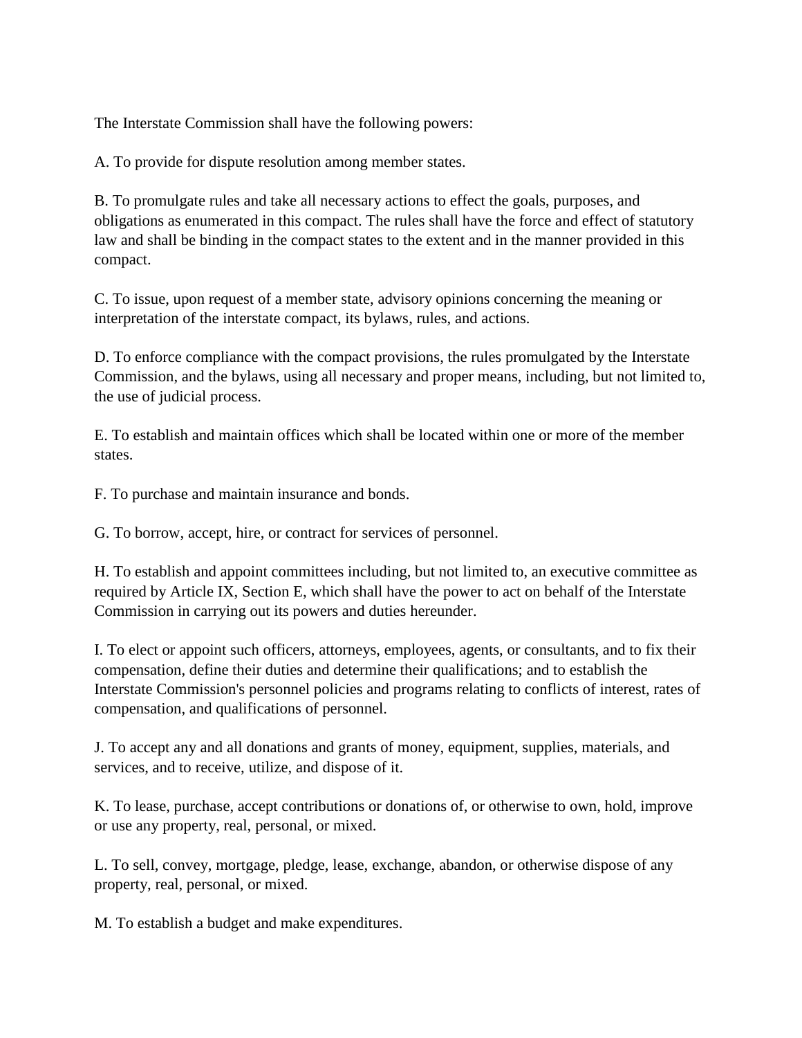The Interstate Commission shall have the following powers:

A. To provide for dispute resolution among member states.

B. To promulgate rules and take all necessary actions to effect the goals, purposes, and obligations as enumerated in this compact. The rules shall have the force and effect of statutory law and shall be binding in the compact states to the extent and in the manner provided in this compact.

C. To issue, upon request of a member state, advisory opinions concerning the meaning or interpretation of the interstate compact, its bylaws, rules, and actions.

D. To enforce compliance with the compact provisions, the rules promulgated by the Interstate Commission, and the bylaws, using all necessary and proper means, including, but not limited to, the use of judicial process.

E. To establish and maintain offices which shall be located within one or more of the member states.

F. To purchase and maintain insurance and bonds.

G. To borrow, accept, hire, or contract for services of personnel.

H. To establish and appoint committees including, but not limited to, an executive committee as required by Article IX, Section E, which shall have the power to act on behalf of the Interstate Commission in carrying out its powers and duties hereunder.

I. To elect or appoint such officers, attorneys, employees, agents, or consultants, and to fix their compensation, define their duties and determine their qualifications; and to establish the Interstate Commission's personnel policies and programs relating to conflicts of interest, rates of compensation, and qualifications of personnel.

J. To accept any and all donations and grants of money, equipment, supplies, materials, and services, and to receive, utilize, and dispose of it.

K. To lease, purchase, accept contributions or donations of, or otherwise to own, hold, improve or use any property, real, personal, or mixed.

L. To sell, convey, mortgage, pledge, lease, exchange, abandon, or otherwise dispose of any property, real, personal, or mixed.

M. To establish a budget and make expenditures.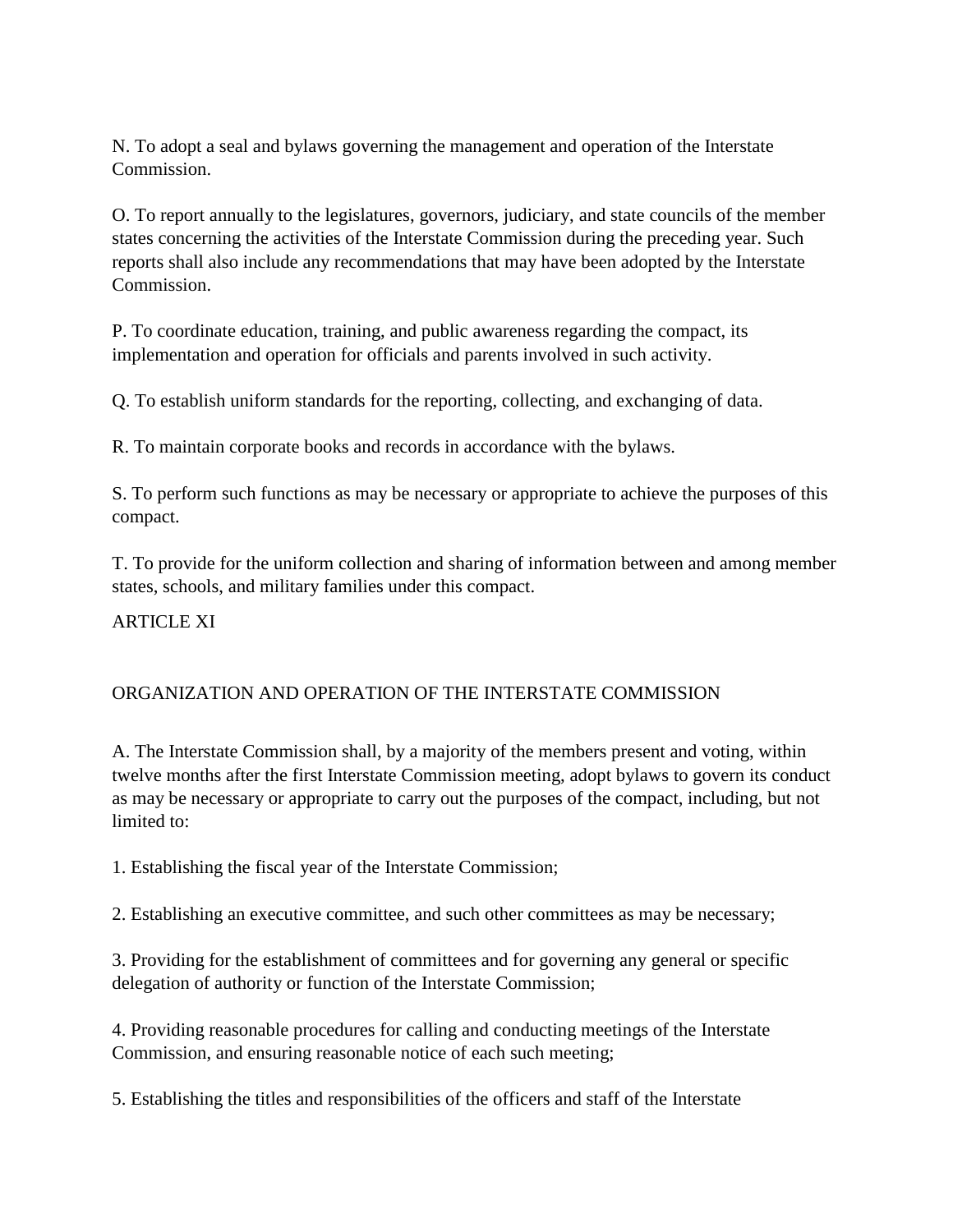N. To adopt a seal and bylaws governing the management and operation of the Interstate Commission.

O. To report annually to the legislatures, governors, judiciary, and state councils of the member states concerning the activities of the Interstate Commission during the preceding year. Such reports shall also include any recommendations that may have been adopted by the Interstate Commission.

P. To coordinate education, training, and public awareness regarding the compact, its implementation and operation for officials and parents involved in such activity.

Q. To establish uniform standards for the reporting, collecting, and exchanging of data.

R. To maintain corporate books and records in accordance with the bylaws.

S. To perform such functions as may be necessary or appropriate to achieve the purposes of this compact.

T. To provide for the uniform collection and sharing of information between and among member states, schools, and military families under this compact.

## ARTICLE XI

## ORGANIZATION AND OPERATION OF THE INTERSTATE COMMISSION

A. The Interstate Commission shall, by a majority of the members present and voting, within twelve months after the first Interstate Commission meeting, adopt bylaws to govern its conduct as may be necessary or appropriate to carry out the purposes of the compact, including, but not limited to:

1. Establishing the fiscal year of the Interstate Commission;

2. Establishing an executive committee, and such other committees as may be necessary;

3. Providing for the establishment of committees and for governing any general or specific delegation of authority or function of the Interstate Commission;

4. Providing reasonable procedures for calling and conducting meetings of the Interstate Commission, and ensuring reasonable notice of each such meeting;

5. Establishing the titles and responsibilities of the officers and staff of the Interstate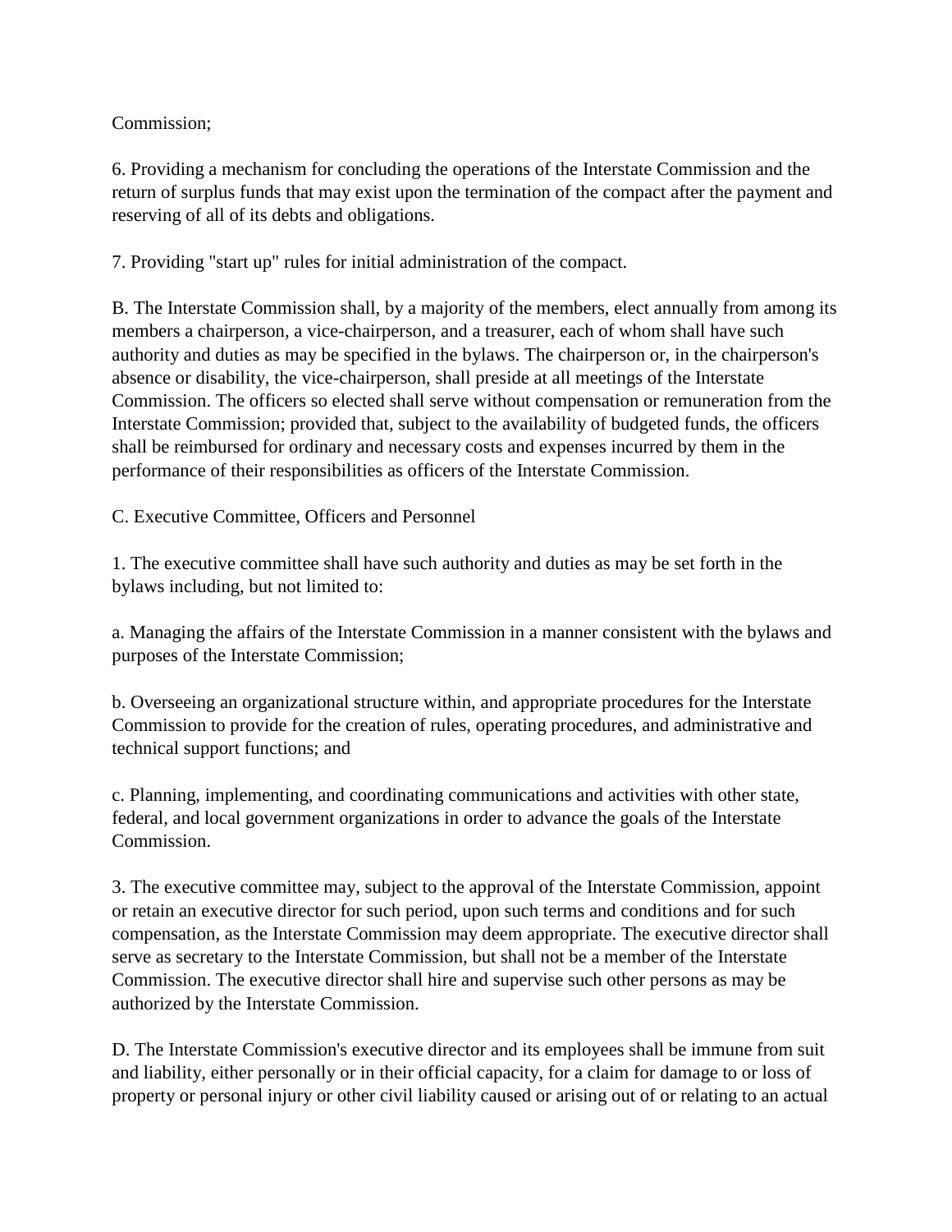Commission;

6. Providing a mechanism for concluding the operations of the Interstate Commission and the return of surplus funds that may exist upon the termination of the compact after the payment and reserving of all of its debts and obligations.

7. Providing "start up" rules for initial administration of the compact.

B. The Interstate Commission shall, by a majority of the members, elect annually from among its members a chairperson, a vice-chairperson, and a treasurer, each of whom shall have such authority and duties as may be specified in the bylaws. The chairperson or, in the chairperson's absence or disability, the vice-chairperson, shall preside at all meetings of the Interstate Commission. The officers so elected shall serve without compensation or remuneration from the Interstate Commission; provided that, subject to the availability of budgeted funds, the officers shall be reimbursed for ordinary and necessary costs and expenses incurred by them in the performance of their responsibilities as officers of the Interstate Commission.

C. Executive Committee, Officers and Personnel

1. The executive committee shall have such authority and duties as may be set forth in the bylaws including, but not limited to:

a. Managing the affairs of the Interstate Commission in a manner consistent with the bylaws and purposes of the Interstate Commission;

b. Overseeing an organizational structure within, and appropriate procedures for the Interstate Commission to provide for the creation of rules, operating procedures, and administrative and technical support functions; and

c. Planning, implementing, and coordinating communications and activities with other state, federal, and local government organizations in order to advance the goals of the Interstate Commission.

3. The executive committee may, subject to the approval of the Interstate Commission, appoint or retain an executive director for such period, upon such terms and conditions and for such compensation, as the Interstate Commission may deem appropriate. The executive director shall serve as secretary to the Interstate Commission, but shall not be a member of the Interstate Commission. The executive director shall hire and supervise such other persons as may be authorized by the Interstate Commission.

D. The Interstate Commission's executive director and its employees shall be immune from suit and liability, either personally or in their official capacity, for a claim for damage to or loss of property or personal injury or other civil liability caused or arising out of or relating to an actual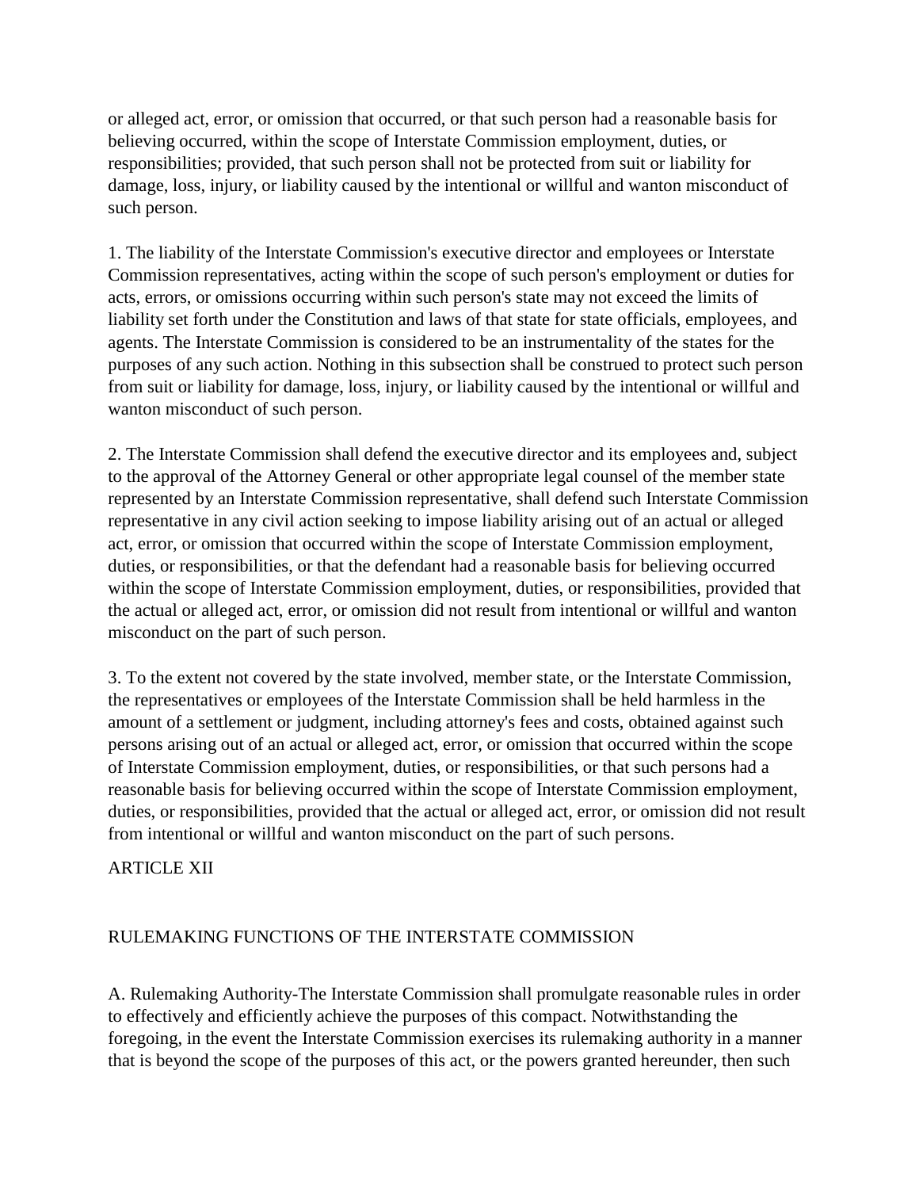or alleged act, error, or omission that occurred, or that such person had a reasonable basis for believing occurred, within the scope of Interstate Commission employment, duties, or responsibilities; provided, that such person shall not be protected from suit or liability for damage, loss, injury, or liability caused by the intentional or willful and wanton misconduct of such person.

1. The liability of the Interstate Commission's executive director and employees or Interstate Commission representatives, acting within the scope of such person's employment or duties for acts, errors, or omissions occurring within such person's state may not exceed the limits of liability set forth under the Constitution and laws of that state for state officials, employees, and agents. The Interstate Commission is considered to be an instrumentality of the states for the purposes of any such action. Nothing in this subsection shall be construed to protect such person from suit or liability for damage, loss, injury, or liability caused by the intentional or willful and wanton misconduct of such person.

2. The Interstate Commission shall defend the executive director and its employees and, subject to the approval of the Attorney General or other appropriate legal counsel of the member state represented by an Interstate Commission representative, shall defend such Interstate Commission representative in any civil action seeking to impose liability arising out of an actual or alleged act, error, or omission that occurred within the scope of Interstate Commission employment, duties, or responsibilities, or that the defendant had a reasonable basis for believing occurred within the scope of Interstate Commission employment, duties, or responsibilities, provided that the actual or alleged act, error, or omission did not result from intentional or willful and wanton misconduct on the part of such person.

3. To the extent not covered by the state involved, member state, or the Interstate Commission, the representatives or employees of the Interstate Commission shall be held harmless in the amount of a settlement or judgment, including attorney's fees and costs, obtained against such persons arising out of an actual or alleged act, error, or omission that occurred within the scope of Interstate Commission employment, duties, or responsibilities, or that such persons had a reasonable basis for believing occurred within the scope of Interstate Commission employment, duties, or responsibilities, provided that the actual or alleged act, error, or omission did not result from intentional or willful and wanton misconduct on the part of such persons.

## ARTICLE XII

## RULEMAKING FUNCTIONS OF THE INTERSTATE COMMISSION

A. Rulemaking Authority-The Interstate Commission shall promulgate reasonable rules in order to effectively and efficiently achieve the purposes of this compact. Notwithstanding the foregoing, in the event the Interstate Commission exercises its rulemaking authority in a manner that is beyond the scope of the purposes of this act, or the powers granted hereunder, then such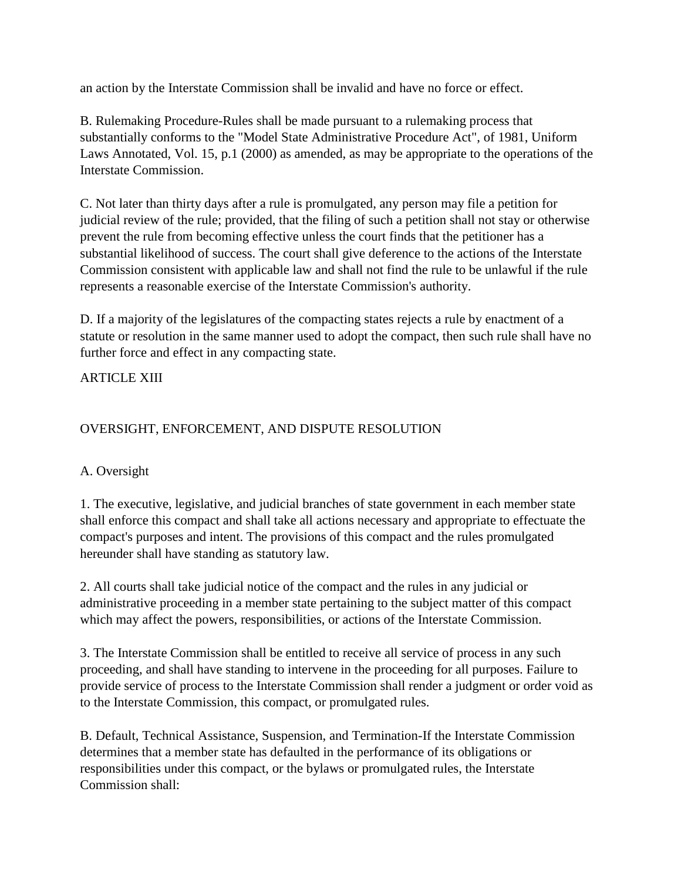an action by the Interstate Commission shall be invalid and have no force or effect.

B. Rulemaking Procedure-Rules shall be made pursuant to a rulemaking process that substantially conforms to the "Model State Administrative Procedure Act", of 1981, Uniform Laws Annotated, Vol. 15, p.1 (2000) as amended, as may be appropriate to the operations of the Interstate Commission.

C. Not later than thirty days after a rule is promulgated, any person may file a petition for judicial review of the rule; provided, that the filing of such a petition shall not stay or otherwise prevent the rule from becoming effective unless the court finds that the petitioner has a substantial likelihood of success. The court shall give deference to the actions of the Interstate Commission consistent with applicable law and shall not find the rule to be unlawful if the rule represents a reasonable exercise of the Interstate Commission's authority.

D. If a majority of the legislatures of the compacting states rejects a rule by enactment of a statute or resolution in the same manner used to adopt the compact, then such rule shall have no further force and effect in any compacting state.

## ARTICLE XIII

## OVERSIGHT, ENFORCEMENT, AND DISPUTE RESOLUTION

A. Oversight

1. The executive, legislative, and judicial branches of state government in each member state shall enforce this compact and shall take all actions necessary and appropriate to effectuate the compact's purposes and intent. The provisions of this compact and the rules promulgated hereunder shall have standing as statutory law.

2. All courts shall take judicial notice of the compact and the rules in any judicial or administrative proceeding in a member state pertaining to the subject matter of this compact which may affect the powers, responsibilities, or actions of the Interstate Commission.

3. The Interstate Commission shall be entitled to receive all service of process in any such proceeding, and shall have standing to intervene in the proceeding for all purposes. Failure to provide service of process to the Interstate Commission shall render a judgment or order void as to the Interstate Commission, this compact, or promulgated rules.

B. Default, Technical Assistance, Suspension, and Termination-If the Interstate Commission determines that a member state has defaulted in the performance of its obligations or responsibilities under this compact, or the bylaws or promulgated rules, the Interstate Commission shall: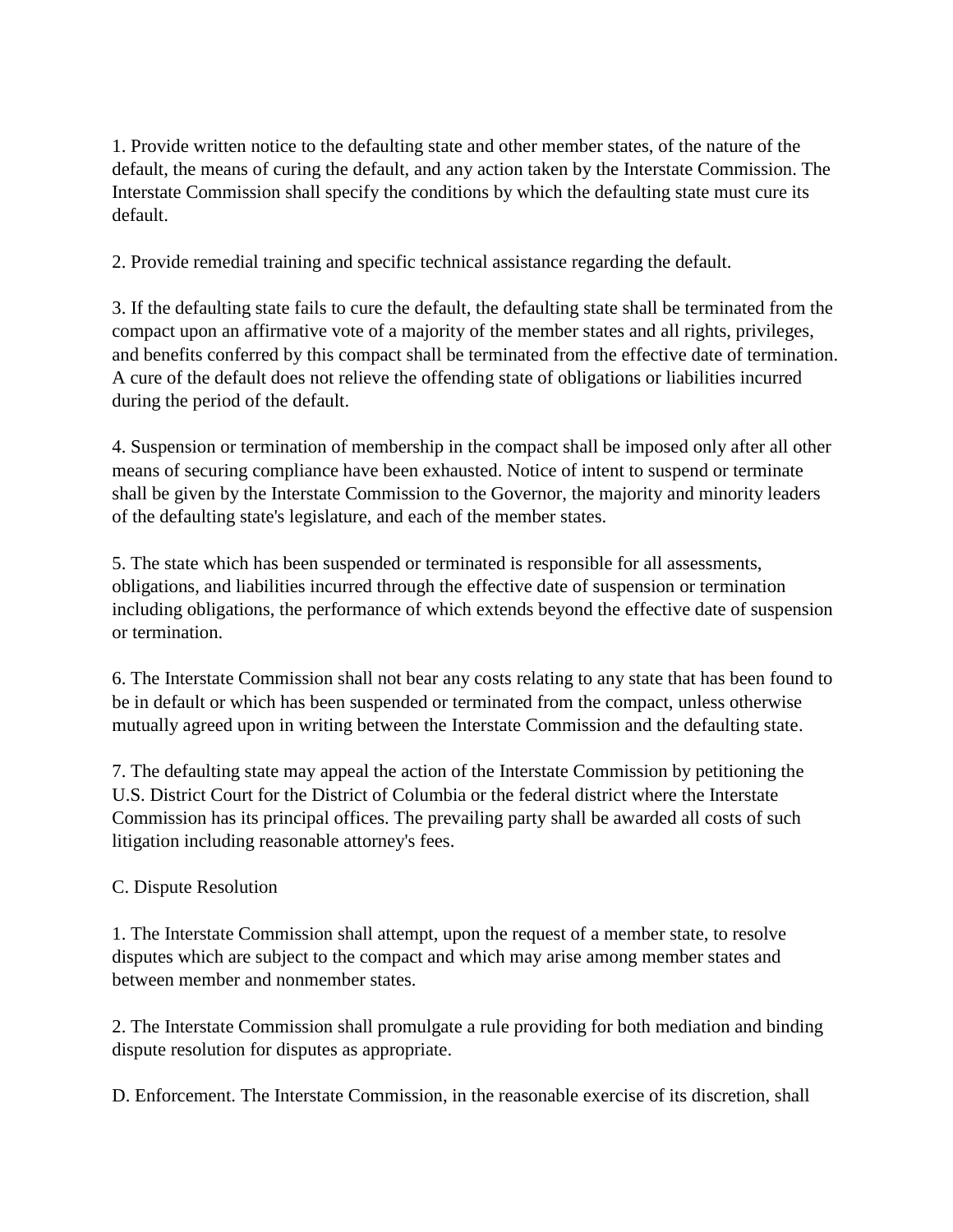1. Provide written notice to the defaulting state and other member states, of the nature of the default, the means of curing the default, and any action taken by the Interstate Commission. The Interstate Commission shall specify the conditions by which the defaulting state must cure its default.

2. Provide remedial training and specific technical assistance regarding the default.

3. If the defaulting state fails to cure the default, the defaulting state shall be terminated from the compact upon an affirmative vote of a majority of the member states and all rights, privileges, and benefits conferred by this compact shall be terminated from the effective date of termination. A cure of the default does not relieve the offending state of obligations or liabilities incurred during the period of the default.

4. Suspension or termination of membership in the compact shall be imposed only after all other means of securing compliance have been exhausted. Notice of intent to suspend or terminate shall be given by the Interstate Commission to the Governor, the majority and minority leaders of the defaulting state's legislature, and each of the member states.

5. The state which has been suspended or terminated is responsible for all assessments, obligations, and liabilities incurred through the effective date of suspension or termination including obligations, the performance of which extends beyond the effective date of suspension or termination.

6. The Interstate Commission shall not bear any costs relating to any state that has been found to be in default or which has been suspended or terminated from the compact, unless otherwise mutually agreed upon in writing between the Interstate Commission and the defaulting state.

7. The defaulting state may appeal the action of the Interstate Commission by petitioning the U.S. District Court for the District of Columbia or the federal district where the Interstate Commission has its principal offices. The prevailing party shall be awarded all costs of such litigation including reasonable attorney's fees.

C. Dispute Resolution

1. The Interstate Commission shall attempt, upon the request of a member state, to resolve disputes which are subject to the compact and which may arise among member states and between member and nonmember states.

2. The Interstate Commission shall promulgate a rule providing for both mediation and binding dispute resolution for disputes as appropriate.

D. Enforcement. The Interstate Commission, in the reasonable exercise of its discretion, shall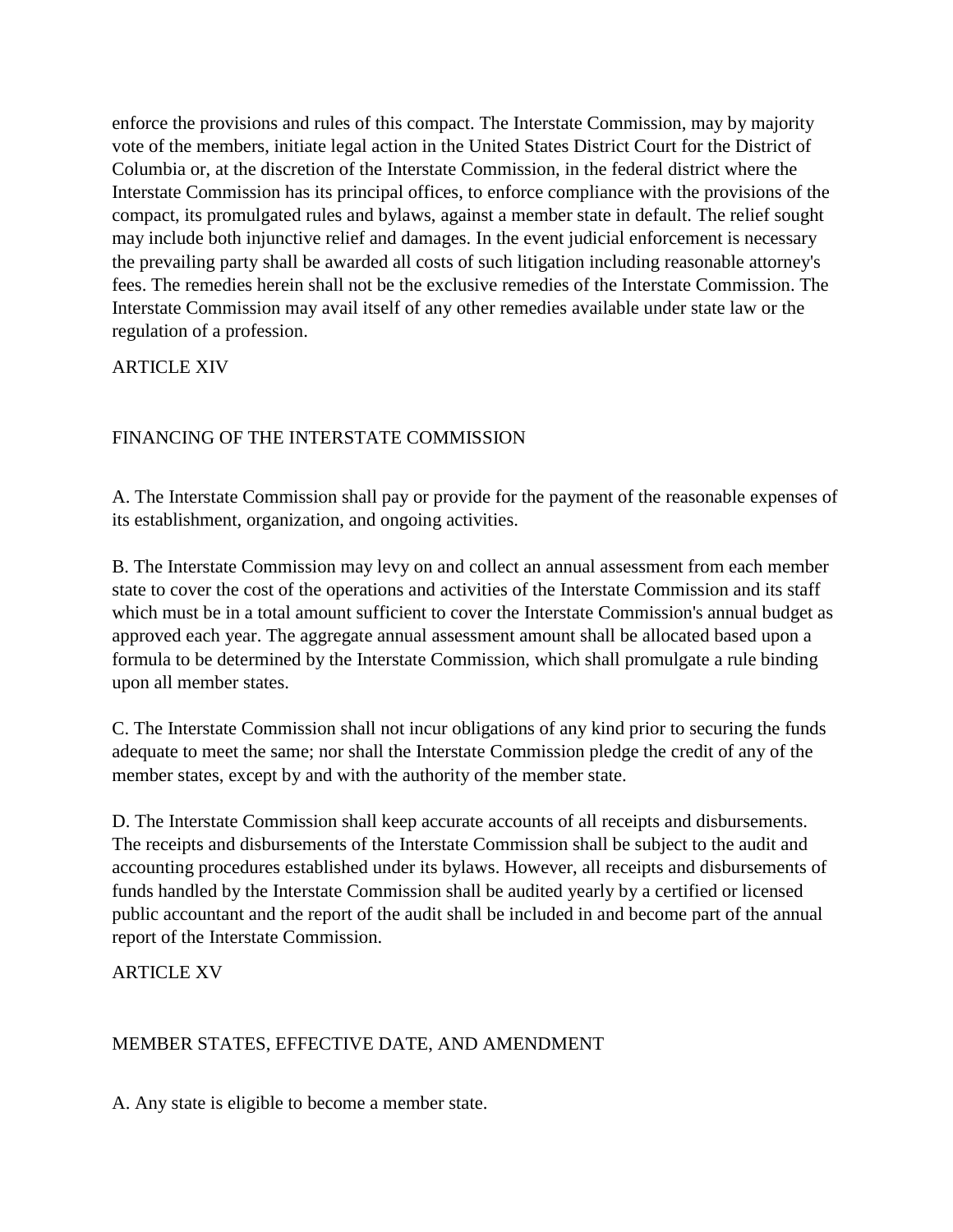enforce the provisions and rules of this compact. The Interstate Commission, may by majority vote of the members, initiate legal action in the United States District Court for the District of Columbia or, at the discretion of the Interstate Commission, in the federal district where the Interstate Commission has its principal offices, to enforce compliance with the provisions of the compact, its promulgated rules and bylaws, against a member state in default. The relief sought may include both injunctive relief and damages. In the event judicial enforcement is necessary the prevailing party shall be awarded all costs of such litigation including reasonable attorney's fees. The remedies herein shall not be the exclusive remedies of the Interstate Commission. The Interstate Commission may avail itself of any other remedies available under state law or the regulation of a profession.

ARTICLE XIV

FINANCING OF THE INTERSTATE COMMISSION

A. The Interstate Commission shall pay or provide for the payment of the reasonable expenses of its establishment, organization, and ongoing activities.

B. The Interstate Commission may levy on and collect an annual assessment from each member state to cover the cost of the operations and activities of the Interstate Commission and its staff which must be in a total amount sufficient to cover the Interstate Commission's annual budget as approved each year. The aggregate annual assessment amount shall be allocated based upon a formula to be determined by the Interstate Commission, which shall promulgate a rule binding upon all member states.

C. The Interstate Commission shall not incur obligations of any kind prior to securing the funds adequate to meet the same; nor shall the Interstate Commission pledge the credit of any of the member states, except by and with the authority of the member state.

D. The Interstate Commission shall keep accurate accounts of all receipts and disbursements. The receipts and disbursements of the Interstate Commission shall be subject to the audit and accounting procedures established under its bylaws. However, all receipts and disbursements of funds handled by the Interstate Commission shall be audited yearly by a certified or licensed public accountant and the report of the audit shall be included in and become part of the annual report of the Interstate Commission.

ARTICLE XV

MEMBER STATES, EFFECTIVE DATE, AND AMENDMENT

A. Any state is eligible to become a member state.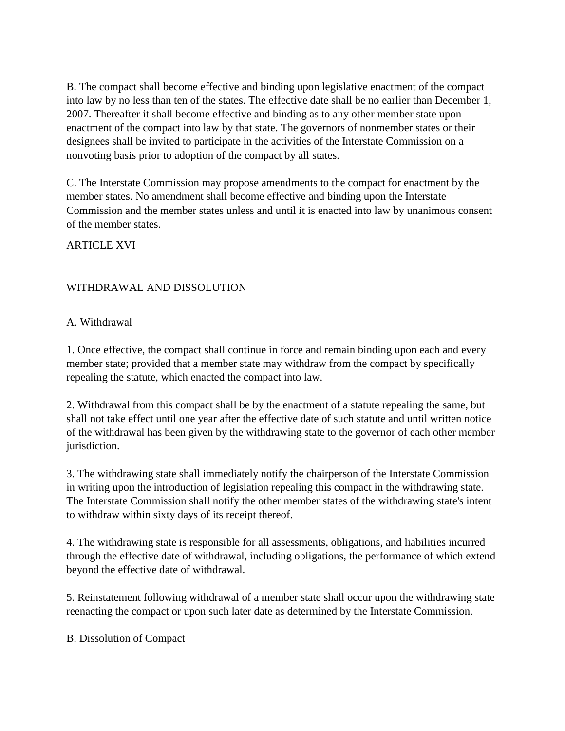B. The compact shall become effective and binding upon legislative enactment of the compact into law by no less than ten of the states. The effective date shall be no earlier than December 1, 2007. Thereafter it shall become effective and binding as to any other member state upon enactment of the compact into law by that state. The governors of nonmember states or their designees shall be invited to participate in the activities of the Interstate Commission on a nonvoting basis prior to adoption of the compact by all states.

C. The Interstate Commission may propose amendments to the compact for enactment by the member states. No amendment shall become effective and binding upon the Interstate Commission and the member states unless and until it is enacted into law by unanimous consent of the member states.

## ARTICLE XVI

## WITHDRAWAL AND DISSOLUTION

A. Withdrawal

1. Once effective, the compact shall continue in force and remain binding upon each and every member state; provided that a member state may withdraw from the compact by specifically repealing the statute, which enacted the compact into law.

2. Withdrawal from this compact shall be by the enactment of a statute repealing the same, but shall not take effect until one year after the effective date of such statute and until written notice of the withdrawal has been given by the withdrawing state to the governor of each other member jurisdiction.

3. The withdrawing state shall immediately notify the chairperson of the Interstate Commission in writing upon the introduction of legislation repealing this compact in the withdrawing state. The Interstate Commission shall notify the other member states of the withdrawing state's intent to withdraw within sixty days of its receipt thereof.

4. The withdrawing state is responsible for all assessments, obligations, and liabilities incurred through the effective date of withdrawal, including obligations, the performance of which extend beyond the effective date of withdrawal.

5. Reinstatement following withdrawal of a member state shall occur upon the withdrawing state reenacting the compact or upon such later date as determined by the Interstate Commission.

B. Dissolution of Compact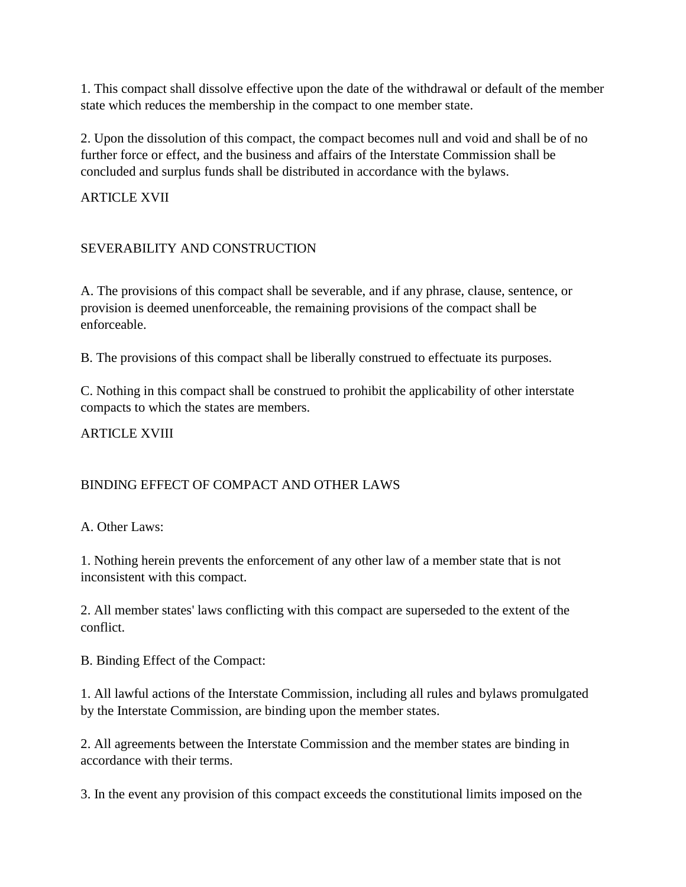1. This compact shall dissolve effective upon the date of the withdrawal or default of the member state which reduces the membership in the compact to one member state.

2. Upon the dissolution of this compact, the compact becomes null and void and shall be of no further force or effect, and the business and affairs of the Interstate Commission shall be concluded and surplus funds shall be distributed in accordance with the bylaws.

## ARTICLE XVII

## SEVERABILITY AND CONSTRUCTION

A. The provisions of this compact shall be severable, and if any phrase, clause, sentence, or provision is deemed unenforceable, the remaining provisions of the compact shall be enforceable.

B. The provisions of this compact shall be liberally construed to effectuate its purposes.

C. Nothing in this compact shall be construed to prohibit the applicability of other interstate compacts to which the states are members.

## ARTICLE XVIII

## BINDING EFFECT OF COMPACT AND OTHER LAWS

A. Other Laws:

1. Nothing herein prevents the enforcement of any other law of a member state that is not inconsistent with this compact.

2. All member states' laws conflicting with this compact are superseded to the extent of the conflict.

B. Binding Effect of the Compact:

1. All lawful actions of the Interstate Commission, including all rules and bylaws promulgated by the Interstate Commission, are binding upon the member states.

2. All agreements between the Interstate Commission and the member states are binding in accordance with their terms.

3. In the event any provision of this compact exceeds the constitutional limits imposed on the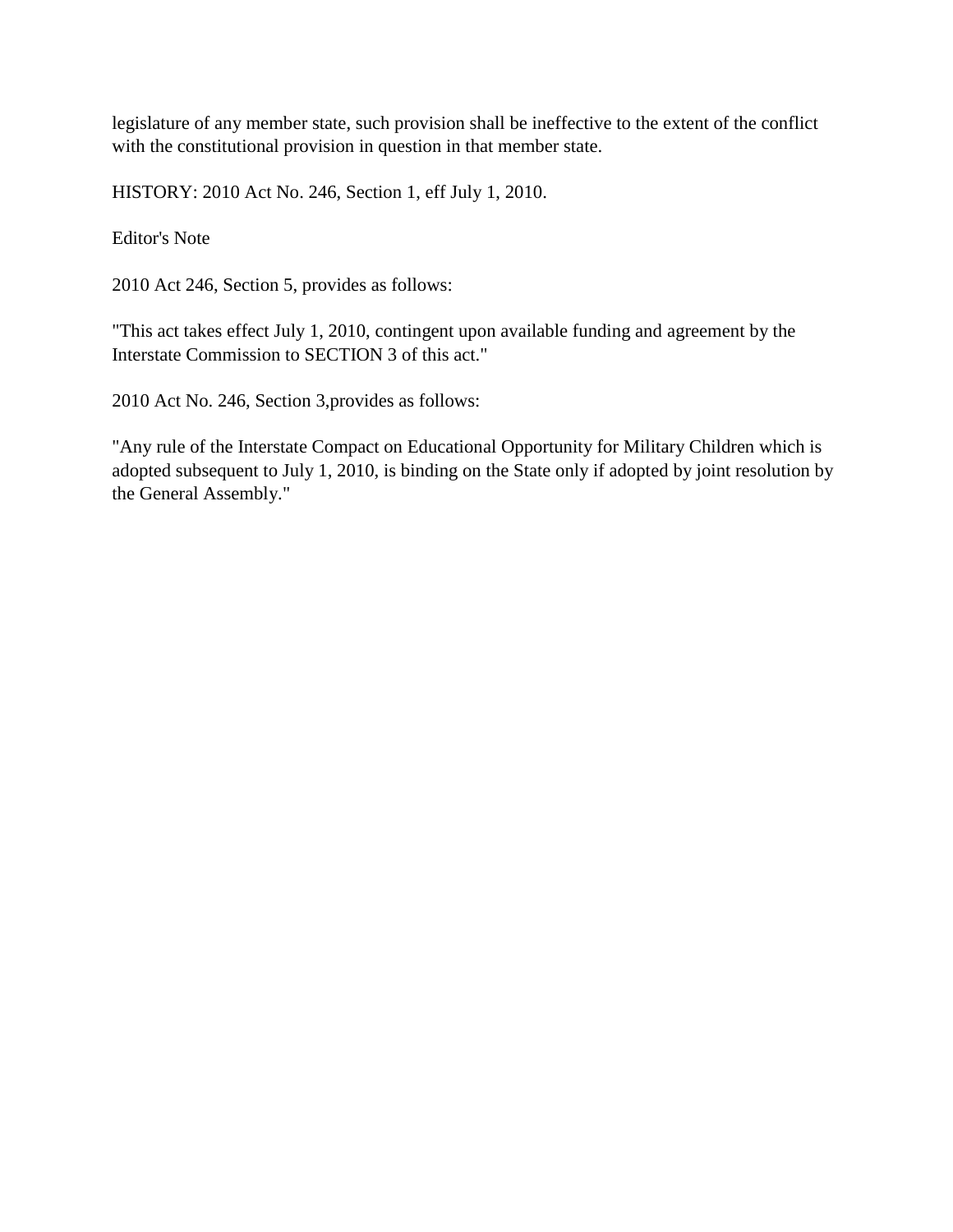legislature of any member state, such provision shall be ineffective to the extent of the conflict with the constitutional provision in question in that member state.

HISTORY: 2010 Act No. 246, Section 1, eff July 1, 2010.

Editor's Note

2010 Act 246, Section 5, provides as follows:

"This act takes effect July 1, 2010, contingent upon available funding and agreement by the Interstate Commission to SECTION 3 of this act."

2010 Act No. 246, Section 3,provides as follows:

"Any rule of the Interstate Compact on Educational Opportunity for Military Children which is adopted subsequent to July 1, 2010, is binding on the State only if adopted by joint resolution by the General Assembly."